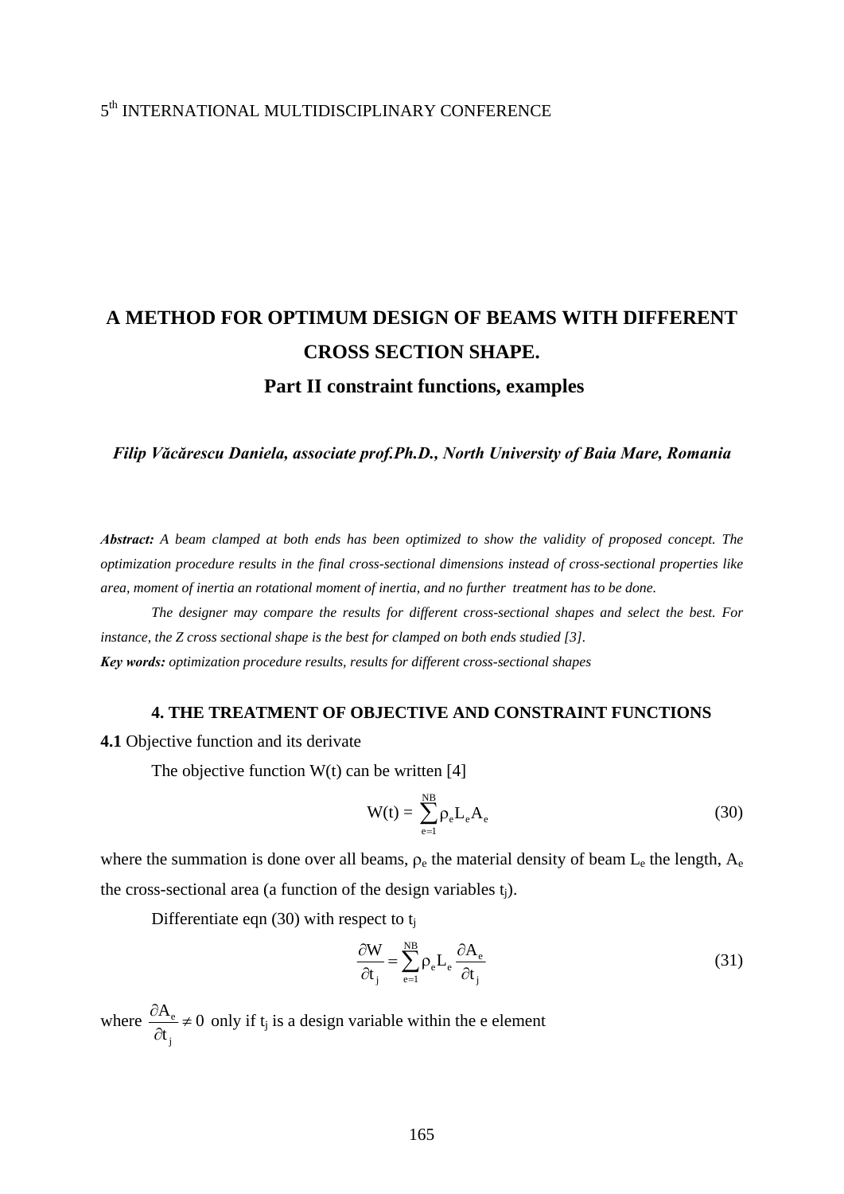# A METHOD FOR OPTIMUM DESIGN OF BEAMS WITH DIFFERENT CROSS SECTION SHAPE.

## Part II constraint functions, examples

***Filip Văcărescu Daniela, associate prof.Ph.D., North University of Baia Mare, Romania***

***Abstract:*** *A beam clamped at both ends has been optimized to show the validity of proposed concept. The optimization procedure results in the final cross-sectional dimensions instead of cross-sectional properties like area, moment of inertia an rotational moment of inertia, and no further treatment has to be done.*

*The designer may compare the results for different cross-sectional shapes and select the best. For instance, the Z cross sectional shape is the best for clamped on both ends studied [3].*

***Key words:*** *optimization procedure results, results for different cross-sectional shapes*

### 4. THE TREATMENT OF OBJECTIVE AND CONSTRAINT FUNCTIONS

**4.1** Objective function and its derivate

The objective function W(t) can be written [4]

$$W(t) = \sum_{e=1}^{NB} \rho_e L_e A_e \tag{30}$$

where the summation is done over all beams, $\rho_e$ the material density of beam $L_e$ the length, $A_e$ the cross-sectional area (a function of the design variables $t_j$).

Differentiate eqn (30) with respect to $t_j$

$$\frac{\partial W}{\partial t_j} = \sum_{e=1}^{NB} \rho_e L_e \frac{\partial A_e}{\partial t_j} \tag{31}$$

where $\frac{\partial A_e}{\partial t_j} \neq 0$ only if $t_j$ is a design variable within the e element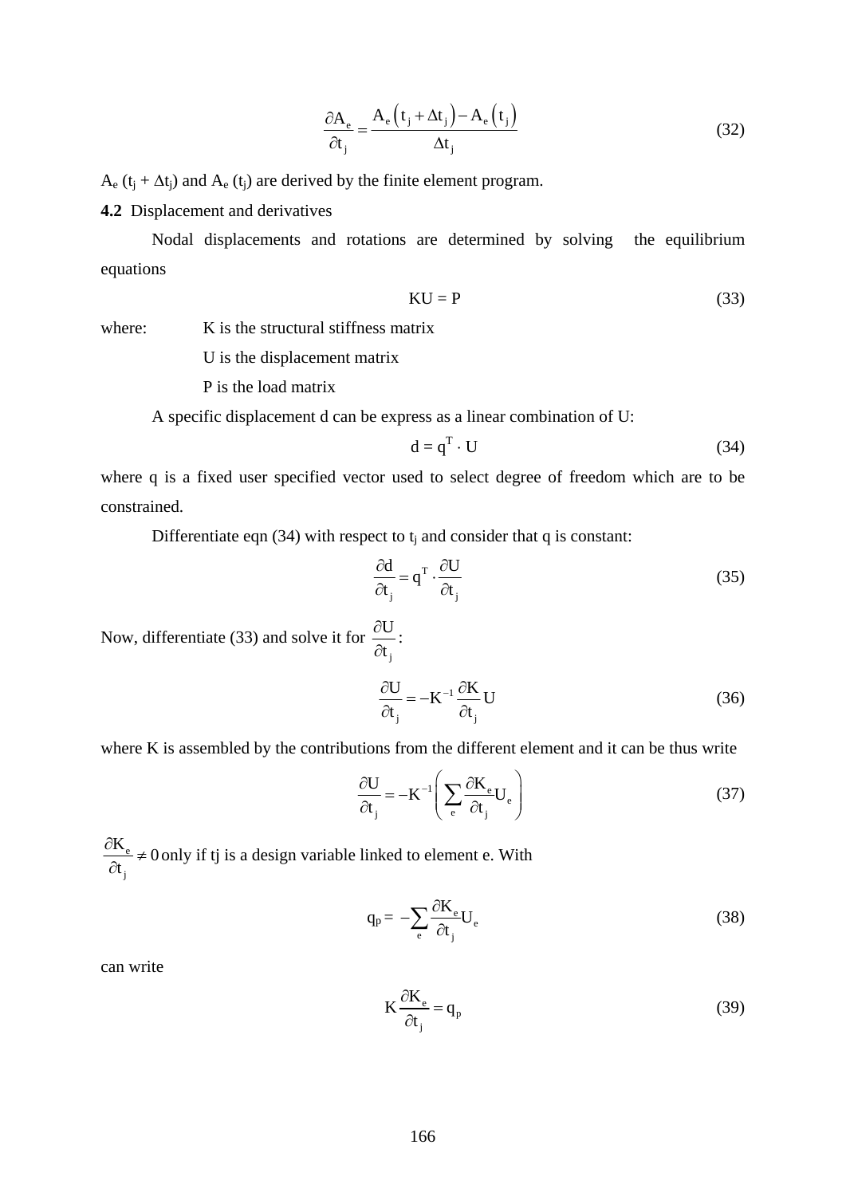$$\frac{\partial A_e}{\partial t_j} = \frac{A_e\left(t_j + \Delta t_j\right) - A_e\left(t_j\right)}{\Delta t_j} \tag{32}$$

$A_e\ (t_j + \Delta t_j)$ and $A_e\ (t_j)$ are derived by the finite element program.

**4.2** Displacement and derivatives

Nodal displacements and rotations are determined by solving the equilibrium equations

$$KU = P \tag{33}$$

where: K is the structural stiffness matrix

U is the displacement matrix

P is the load matrix

A specific displacement d can be express as a linear combination of U:

$$d = q^T \cdot U \tag{34}$$

where q is a fixed user specified vector used to select degree of freedom which are to be constrained.

Differentiate eqn (34) with respect to $t_j$ and consider that q is constant:

$$\frac{\partial d}{\partial t_j} = q^T \cdot \frac{\partial U}{\partial t_j} \tag{35}$$

Now, differentiate (33) and solve it for $\frac{\partial U}{\partial t_j}$:

$$\frac{\partial U}{\partial t_j} = -K^{-1}\frac{\partial K}{\partial t_j}U \tag{36}$$

where K is assembled by the contributions from the different element and it can be thus write

$$\frac{\partial U}{\partial t_j} = -K^{-1}\left(\sum_e \frac{\partial K_e}{\partial t_j}U_e\right) \tag{37}$$

$\frac{\partial K_e}{\partial t_j} \neq 0$ only if tj is a design variable linked to element e. With

$$q_p = -\sum_e \frac{\partial K_e}{\partial t_j}U_e \tag{38}$$

can write

$$K\frac{\partial K_e}{\partial t_j} = q_p \tag{39}$$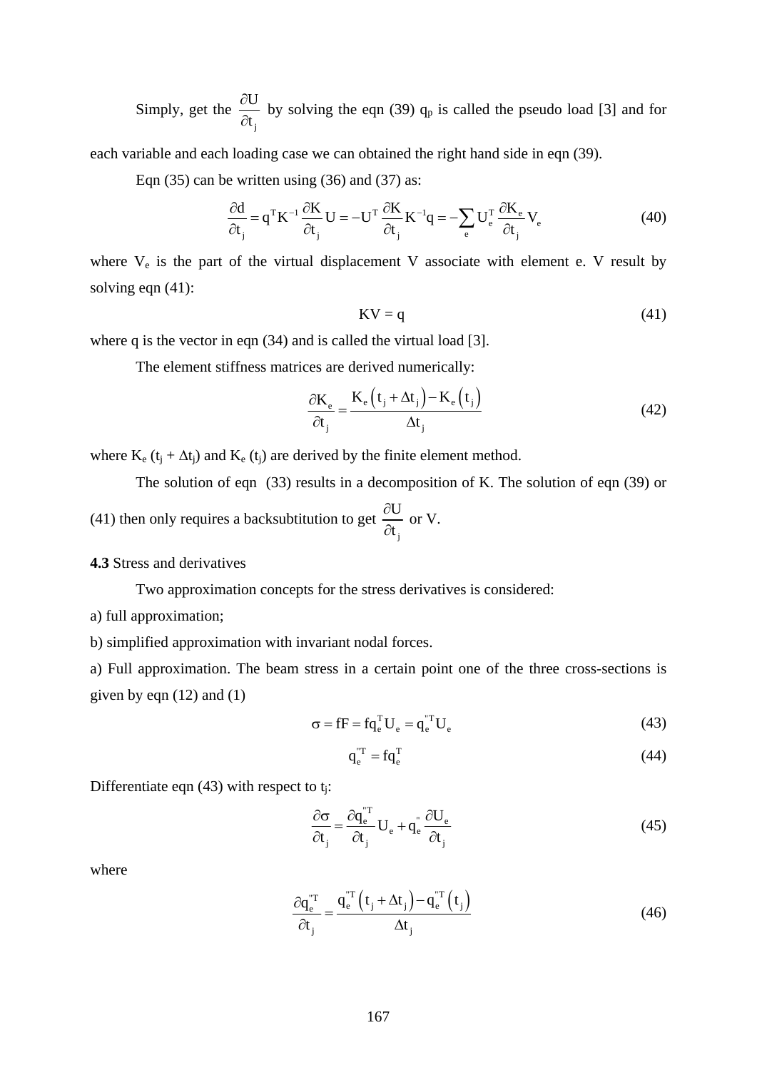Simply, get the $\frac{\partial U}{\partial t_j}$ by solving the eqn (39) $q_p$ is called the pseudo load [3] and for each variable and each loading case we can obtained the right hand side in eqn (39).

Eqn (35) can be written using (36) and (37) as:

$$\frac{\partial d}{\partial t_j} = q^T K^{-1} \frac{\partial K}{\partial t_j} U = -U^T \frac{\partial K}{\partial t_j} K^{-1} q = -\sum_e U_e^T \frac{\partial K_e}{\partial t_j} V_e \tag{40}$$

where $V_e$ is the part of the virtual displacement V associate with element e. V result by solving eqn (41):

$$KV = q \tag{41}$$

where q is the vector in eqn (34) and is called the virtual load [3].

The element stiffness matrices are derived numerically:

$$\frac{\partial K_e}{\partial t_j} = \frac{K_e\left(t_j + \Delta t_j\right) - K_e\left(t_j\right)}{\Delta t_j} \tag{42}$$

where $K_e\,(t_j + \Delta t_j)$ and $K_e\,(t_j)$ are derived by the finite element method.

The solution of eqn (33) results in a decomposition of K. The solution of eqn (39) or (41) then only requires a backsubtitution to get $\frac{\partial U}{\partial t_j}$ or V.

**4.3** Stress and derivatives

Two approximation concepts for the stress derivatives is considered:

a) full approximation;

b) simplified approximation with invariant nodal forces.

a) Full approximation. The beam stress in a certain point one of the three cross-sections is given by eqn (12) and (1)

$$\sigma = fF = fq_e^T U_e = q_e^{''T} U_e \tag{43}$$

$$q_e^{''T} = fq_e^T \tag{44}$$

Differentiate eqn (43) with respect to $t_j$:

$$\frac{\partial \sigma}{\partial t_j} = \frac{\partial q_e^{''T}}{\partial t_j} U_e + q_e^{''} \frac{\partial U_e}{\partial t_j} \tag{45}$$

where

$$\frac{\partial q_e^{''T}}{\partial t_j} = \frac{q_e^{''T}\left(t_j + \Delta t_j\right) - q_e^{''T}\left(t_j\right)}{\Delta t_j} \tag{46}$$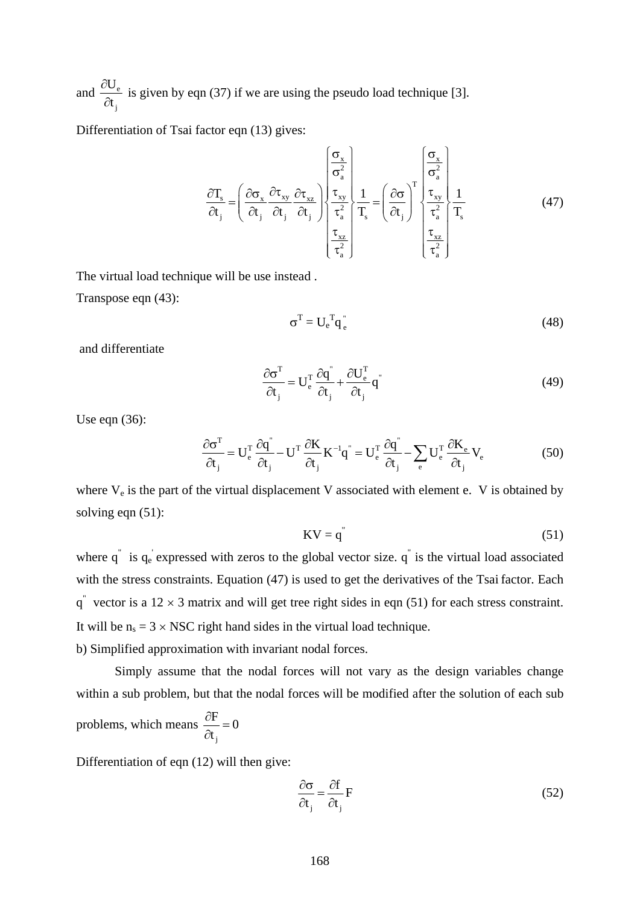and $\dfrac{\partial U_e}{\partial t_j}$ is given by eqn (37) if we are using the pseudo load technique [3].

Differentiation of Tsai factor eqn (13) gives:

$$\frac{\partial T_s}{\partial t_j} = \left( \frac{\partial \sigma_x}{\partial t_j} \frac{\partial \tau_{xy}}{\partial t_j} \frac{\partial \tau_{xz}}{\partial t_j} \right) \begin{Bmatrix} \dfrac{\sigma_x}{\sigma_a^2} \\ \dfrac{\tau_{xy}}{\tau_a^2} \\ \dfrac{\tau_{xz}}{\tau_a^2} \end{Bmatrix} \frac{1}{T_s} = \left( \frac{\partial \sigma}{\partial t_j} \right)^T \begin{Bmatrix} \dfrac{\sigma_x}{\sigma_a^2} \\ \dfrac{\tau_{xy}}{\tau_a^2} \\ \dfrac{\tau_{xz}}{\tau_a^2} \end{Bmatrix} \frac{1}{T_s} \tag{47}$$

The virtual load technique will be use instead .

Transpose eqn (43):

$$\sigma^T = U_e^T q_e^{"} \tag{48}$$

and differentiate

$$\frac{\partial \sigma^T}{\partial t_j} = U_e^T \frac{\partial q^{"}}{\partial t_j} + \frac{\partial U_e^T}{\partial t_j} q^{"} \tag{49}$$

Use eqn (36):

$$\frac{\partial \sigma^T}{\partial t_j} = U_e^T \frac{\partial q^{"}}{\partial t_j} - U^T \frac{\partial K}{\partial t_j} K^{-1} q^{"} = U_e^T \frac{\partial q^{"}}{\partial t_j} - \sum_e U_e^T \frac{\partial K_e}{\partial t_j} V_e \tag{50}$$

where $V_e$ is the part of the virtual displacement V associated with element e. V is obtained by solving eqn (51):

$$KV = q^{"} \tag{51}$$

where $q^{"}$ is $q_e^{'}$ expressed with zeros to the global vector size. $q^{"}$ is the virtual load associated with the stress constraints. Equation (47) is used to get the derivatives of the Tsai factor. Each $q^{"}$ vector is a $12 \times 3$ matrix and will get tree right sides in eqn (51) for each stress constraint. It will be $n_s = 3 \times NSC$ right hand sides in the virtual load technique.

b) Simplified approximation with invariant nodal forces.

Simply assume that the nodal forces will not vary as the design variables change within a sub problem, but that the nodal forces will be modified after the solution of each sub problems, which means $\dfrac{\partial F}{\partial t_j} = 0$

Differentiation of eqn (12) will then give:

$$\frac{\partial \sigma}{\partial t_j} = \frac{\partial f}{\partial t_j} F \tag{52}$$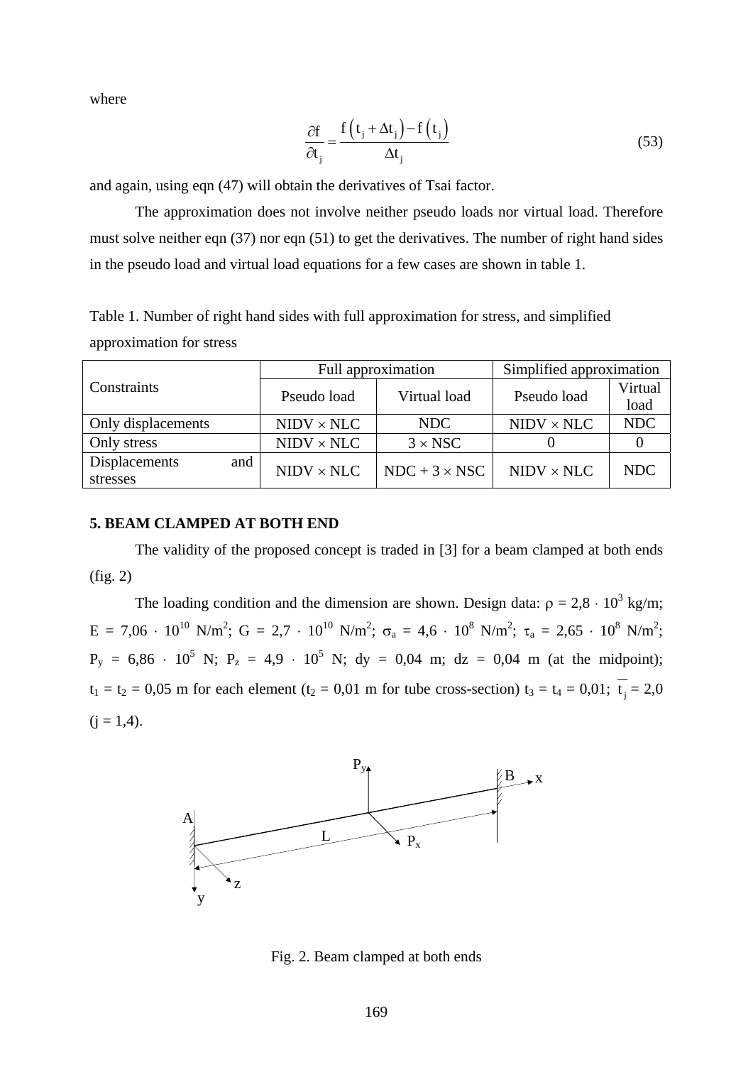where

$$\frac{\partial f}{\partial t_j} = \frac{f\left(t_j + \Delta t_j\right) - f\left(t_j\right)}{\Delta t_j} \tag{53}$$

and again, using eqn (47) will obtain the derivatives of Tsai factor.

The approximation does not involve neither pseudo loads nor virtual load. Therefore must solve neither eqn (37) nor eqn (51) to get the derivatives. The number of right hand sides in the pseudo load and virtual load equations for a few cases are shown in table 1.

Table 1. Number of right hand sides with full approximation for stress, and simplified approximation for stress

| Constraints | Full approximation | | Simplified approximation | |
|---|---|---|---|---|
| | Pseudo load | Virtual load | Pseudo load | Virtual load |
| Only displacements | NIDV × NLC | NDC | NIDV × NLC | NDC |
| Only stress | NIDV × NLC | 3 × NSC | 0 | 0 |
| Displacements and stresses | NIDV × NLC | NDC + 3 × NSC | NIDV × NLC | NDC |

## 5. BEAM CLAMPED AT BOTH END

The validity of the proposed concept is traded in [3] for a beam clamped at both ends (fig. 2)

The loading condition and the dimension are shown. Design data: $\rho = 2{,}8 \cdot 10^3$ kg/m; $E = 7{,}06 \cdot 10^{10}$ N/m$^2$; $G = 2{,}7 \cdot 10^{10}$ N/m$^2$; $\sigma_a = 4{,}6 \cdot 10^8$ N/m$^2$; $\tau_a = 2{,}65 \cdot 10^8$ N/m$^2$; $P_y = 6{,}86 \cdot 10^5$ N; $P_z = 4{,}9 \cdot 10^5$ N; dy = 0,04 m; dz = 0,04 m (at the midpoint); $t_1 = t_2 = 0{,}05$ m for each element ($t_2 = 0{,}01$ m for tube cross-section) $t_3 = t_4 = 0{,}01$; $\overline{t_j} = 2{,}0$ (j = 1,4).

Fig. 2. Beam clamped at both ends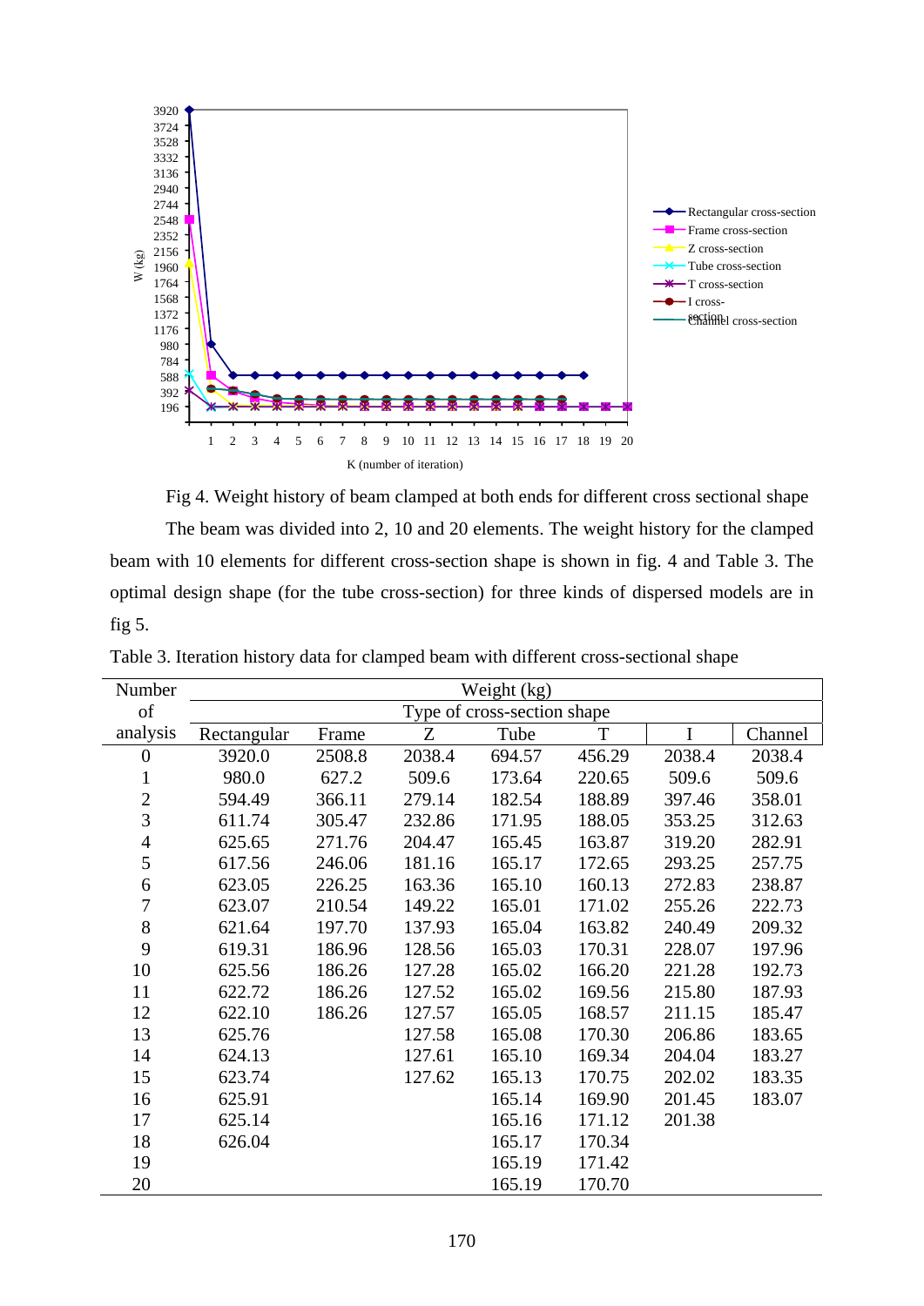Fig 4. Weight history of beam clamped at both ends for different cross sectional shape

The beam was divided into 2, 10 and 20 elements. The weight history for the clamped beam with 10 elements for different cross-section shape is shown in fig. 4 and Table 3. The optimal design shape (for the tube cross-section) for three kinds of dispersed models are in fig 5.

Table 3. Iteration history data for clamped beam with different cross-sectional shape

| Number of analysis | Weight (kg) | | | | | | |
|---|---|---|---|---|---|---|---|
| | Type of cross-section shape | | | | | | |
| | Rectangular | Frame | Z | Tube | T | I | Channel |
| 0 | 3920.0 | 2508.8 | 2038.4 | 694.57 | 456.29 | 2038.4 | 2038.4 |
| 1 | 980.0 | 627.2 | 509.6 | 173.64 | 220.65 | 509.6 | 509.6 |
| 2 | 594.49 | 366.11 | 279.14 | 182.54 | 188.89 | 397.46 | 358.01 |
| 3 | 611.74 | 305.47 | 232.86 | 171.95 | 188.05 | 353.25 | 312.63 |
| 4 | 625.65 | 271.76 | 204.47 | 165.45 | 163.87 | 319.20 | 282.91 |
| 5 | 617.56 | 246.06 | 181.16 | 165.17 | 172.65 | 293.25 | 257.75 |
| 6 | 623.05 | 226.25 | 163.36 | 165.10 | 160.13 | 272.83 | 238.87 |
| 7 | 623.07 | 210.54 | 149.22 | 165.01 | 171.02 | 255.26 | 222.73 |
| 8 | 621.64 | 197.70 | 137.93 | 165.04 | 163.82 | 240.49 | 209.32 |
| 9 | 619.31 | 186.96 | 128.56 | 165.03 | 170.31 | 228.07 | 197.96 |
| 10 | 625.56 | 186.26 | 127.28 | 165.02 | 166.20 | 221.28 | 192.73 |
| 11 | 622.72 | 186.26 | 127.52 | 165.02 | 169.56 | 215.80 | 187.93 |
| 12 | 622.10 | 186.26 | 127.57 | 165.05 | 168.57 | 211.15 | 185.47 |
| 13 | 625.76 | | 127.58 | 165.08 | 170.30 | 206.86 | 183.65 |
| 14 | 624.13 | | 127.61 | 165.10 | 169.34 | 204.04 | 183.27 |
| 15 | 623.74 | | 127.62 | 165.13 | 170.75 | 202.02 | 183.35 |
| 16 | 625.91 | | | 165.14 | 169.90 | 201.45 | 183.07 |
| 17 | 625.14 | | | 165.16 | 171.12 | 201.38 | |
| 18 | 626.04 | | | 165.17 | 170.34 | | |
| 19 | | | | 165.19 | 171.42 | | |
| 20 | | | | 165.19 | 170.70 | | |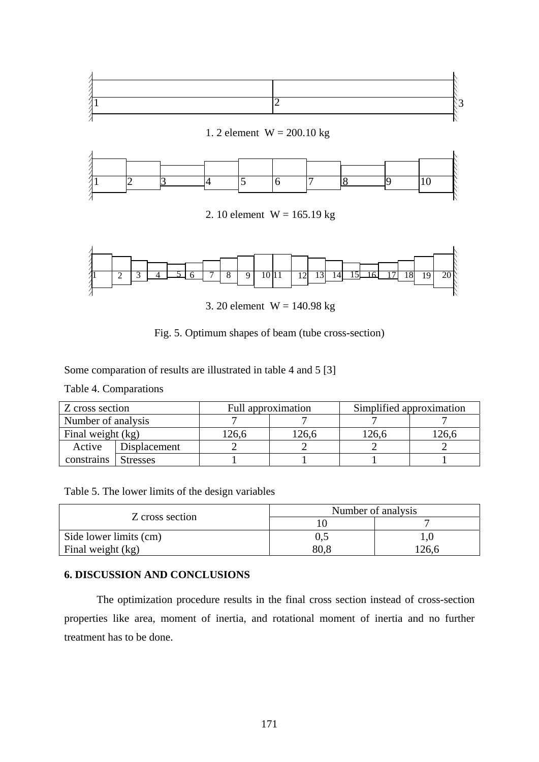1. 2 element W = 200.10 kg

2. 10 element W = 165.19 kg

3. 20 element W = 140.98 kg

Fig. 5. Optimum shapes of beam (tube cross-section)

Some comparation of results are illustrated in table 4 and 5 [3]

Table 4. Comparations

| Z cross section | | Full approximation | | Simplified approximation | |
|---|---|---|---|---|---|
| Number of analysis | | 7 | 7 | 7 | 7 |
| Final weight (kg) | | 126,6 | 126,6 | 126,6 | 126,6 |
| Active constrains | Displacement | 2 | 2 | 2 | 2 |
| | Stresses | 1 | 1 | 1 | 1 |

Table 5. The lower limits of the design variables

| Z cross section | Number of analysis | |
|---|---|---|
| | 10 | 7 |
| Side lower limits (cm) | 0,5 | 1,0 |
| Final weight (kg) | 80,8 | 126,6 |

## 6. DISCUSSION AND CONCLUSIONS

The optimization procedure results in the final cross section instead of cross-section properties like area, moment of inertia, and rotational moment of inertia and no further treatment has to be done.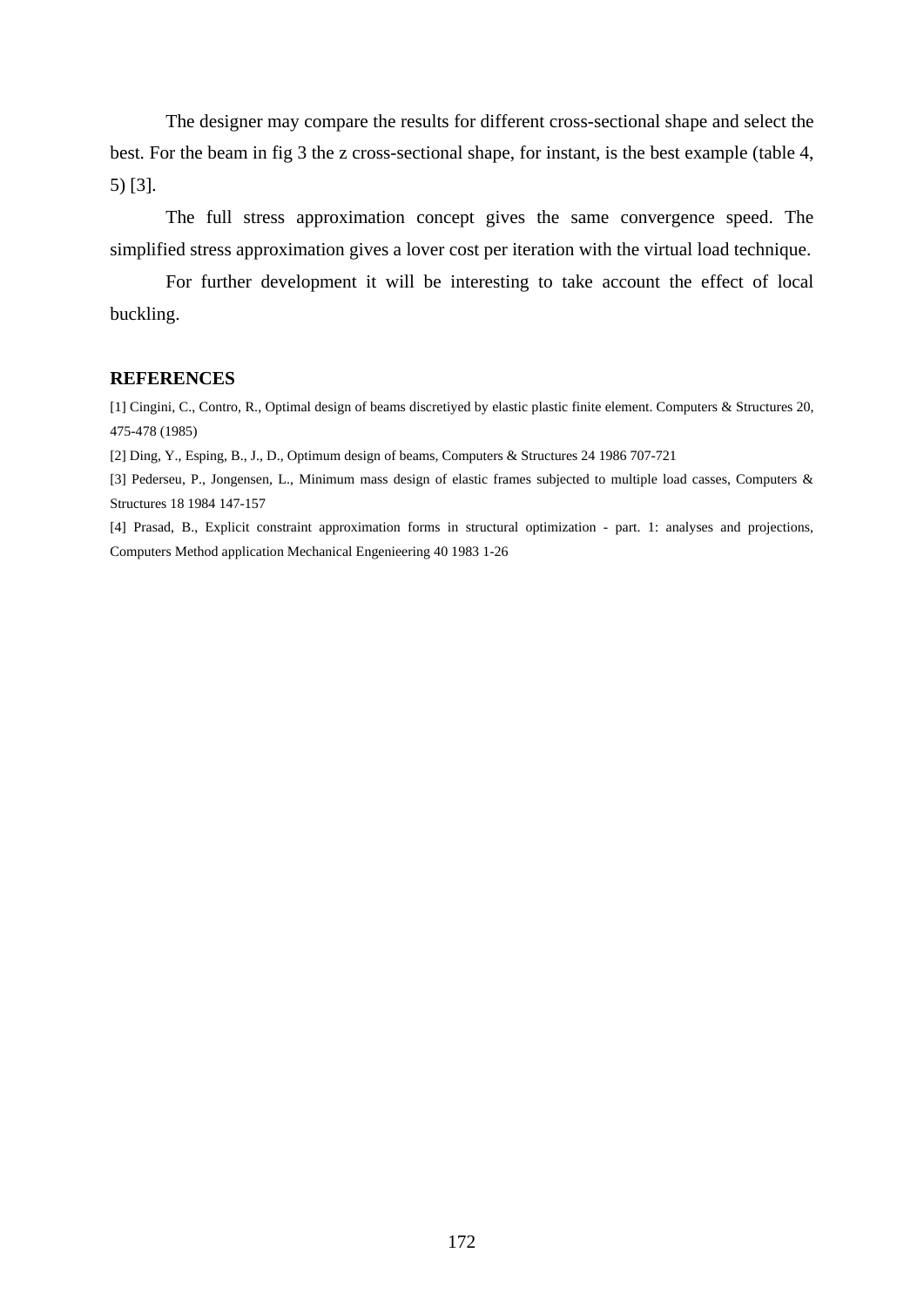The designer may compare the results for different cross-sectional shape and select the best. For the beam in fig 3 the z cross-sectional shape, for instant, is the best example (table 4, 5) [3].

The full stress approximation concept gives the same convergence speed. The simplified stress approximation gives a lover cost per iteration with the virtual load technique.

For further development it will be interesting to take account the effect of local buckling.

## REFERENCES

[1] Cingini, C., Contro, R., Optimal design of beams discretiyed by elastic plastic finite element. Computers & Structures 20, 475-478 (1985)

[2] Ding, Y., Esping, B., J., D., Optimum design of beams, Computers & Structures 24 1986 707-721

[3] Pederseu, P., Jongensen, L., Minimum mass design of elastic frames subjected to multiple load casses, Computers & Structures 18 1984 147-157

[4] Prasad, B., Explicit constraint approximation forms in structural optimization - part. 1: analyses and projections, Computers Method application Mechanical Engenieering 40 1983 1-26